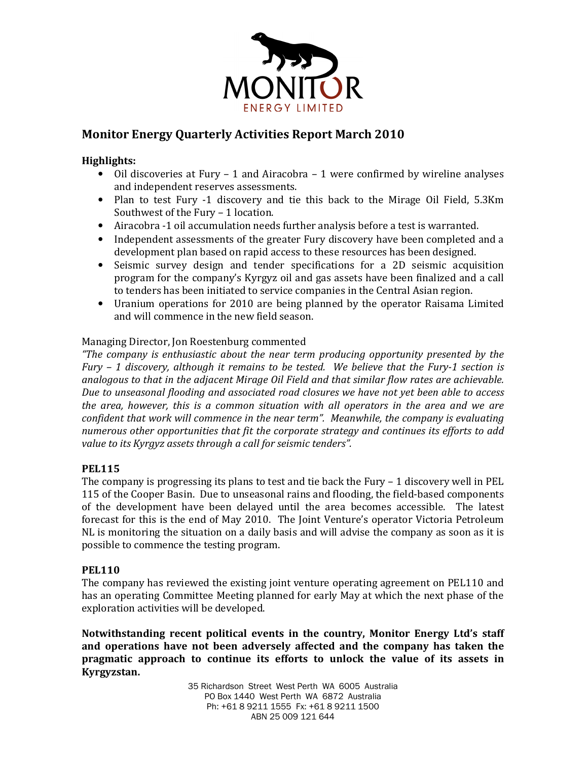MONITOR
ENERGY LIMITED

# Monitor Energy Quarterly Activities Report March 2010

**Highlights:**

- Oil discoveries at Fury – 1 and Airacobra – 1 were confirmed by wireline analyses and independent reserves assessments.
- Plan to test Fury -1 discovery and tie this back to the Mirage Oil Field, 5.3Km Southwest of the Fury – 1 location.
- Airacobra -1 oil accumulation needs further analysis before a test is warranted.
- Independent assessments of the greater Fury discovery have been completed and a development plan based on rapid access to these resources has been designed.
- Seismic survey design and tender specifications for a 2D seismic acquisition program for the company's Kyrgyz oil and gas assets have been finalized and a call to tenders has been initiated to service companies in the Central Asian region.
- Uranium operations for 2010 are being planned by the operator Raisama Limited and will commence in the new field season.

Managing Director, Jon Roestenburg commented

*"The company is enthusiastic about the near term producing opportunity presented by the Fury – 1 discovery, although it remains to be tested. We believe that the Fury-1 section is analogous to that in the adjacent Mirage Oil Field and that similar flow rates are achievable. Due to unseasonal flooding and associated road closures we have not yet been able to access the area, however, this is a common situation with all operators in the area and we are confident that work will commence in the near term". Meanwhile, the company is evaluating numerous other opportunities that fit the corporate strategy and continues its efforts to add value to its Kyrgyz assets through a call for seismic tenders".*

## PEL115

The company is progressing its plans to test and tie back the Fury – 1 discovery well in PEL 115 of the Cooper Basin. Due to unseasonal rains and flooding, the field-based components of the development have been delayed until the area becomes accessible. The latest forecast for this is the end of May 2010. The Joint Venture's operator Victoria Petroleum NL is monitoring the situation on a daily basis and will advise the company as soon as it is possible to commence the testing program.

## PEL110

The company has reviewed the existing joint venture operating agreement on PEL110 and has an operating Committee Meeting planned for early May at which the next phase of the exploration activities will be developed.

**Notwithstanding recent political events in the country, Monitor Energy Ltd's staff and operations have not been adversely affected and the company has taken the pragmatic approach to continue its efforts to unlock the value of its assets in Kyrgyzstan.**

35 Richardson Street West Perth WA 6005 Australia
PO Box 1440 West Perth WA 6872 Australia
Ph: +61 8 9211 1555 Fx: +61 8 9211 1500
ABN 25 009 121 644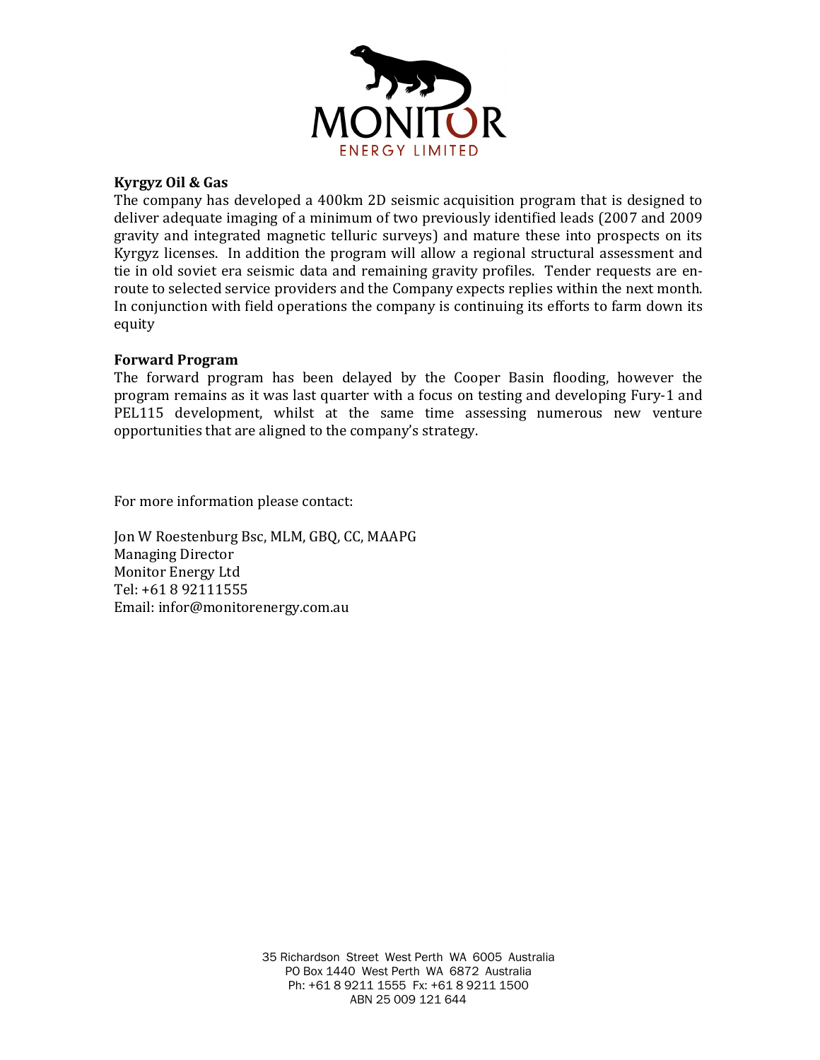**Kyrgyz Oil & Gas**

The company has developed a 400km 2D seismic acquisition program that is designed to deliver adequate imaging of a minimum of two previously identified leads (2007 and 2009 gravity and integrated magnetic telluric surveys) and mature these into prospects on its Kyrgyz licenses. In addition the program will allow a regional structural assessment and tie in old soviet era seismic data and remaining gravity profiles. Tender requests are en-route to selected service providers and the Company expects replies within the next month. In conjunction with field operations the company is continuing its efforts to farm down its equity

**Forward Program**

The forward program has been delayed by the Cooper Basin flooding, however the program remains as it was last quarter with a focus on testing and developing Fury-1 and PEL115 development, whilst at the same time assessing numerous new venture opportunities that are aligned to the company's strategy.

For more information please contact:

Jon W Roestenburg Bsc, MLM, GBQ, CC, MAAPG
Managing Director
Monitor Energy Ltd
Tel: +61 8 92111555
Email: infor@monitorenergy.com.au

35 Richardson Street West Perth WA 6005 Australia
PO Box 1440 West Perth WA 6872 Australia
Ph: +61 8 9211 1555 Fx: +61 8 9211 1500
ABN 25 009 121 644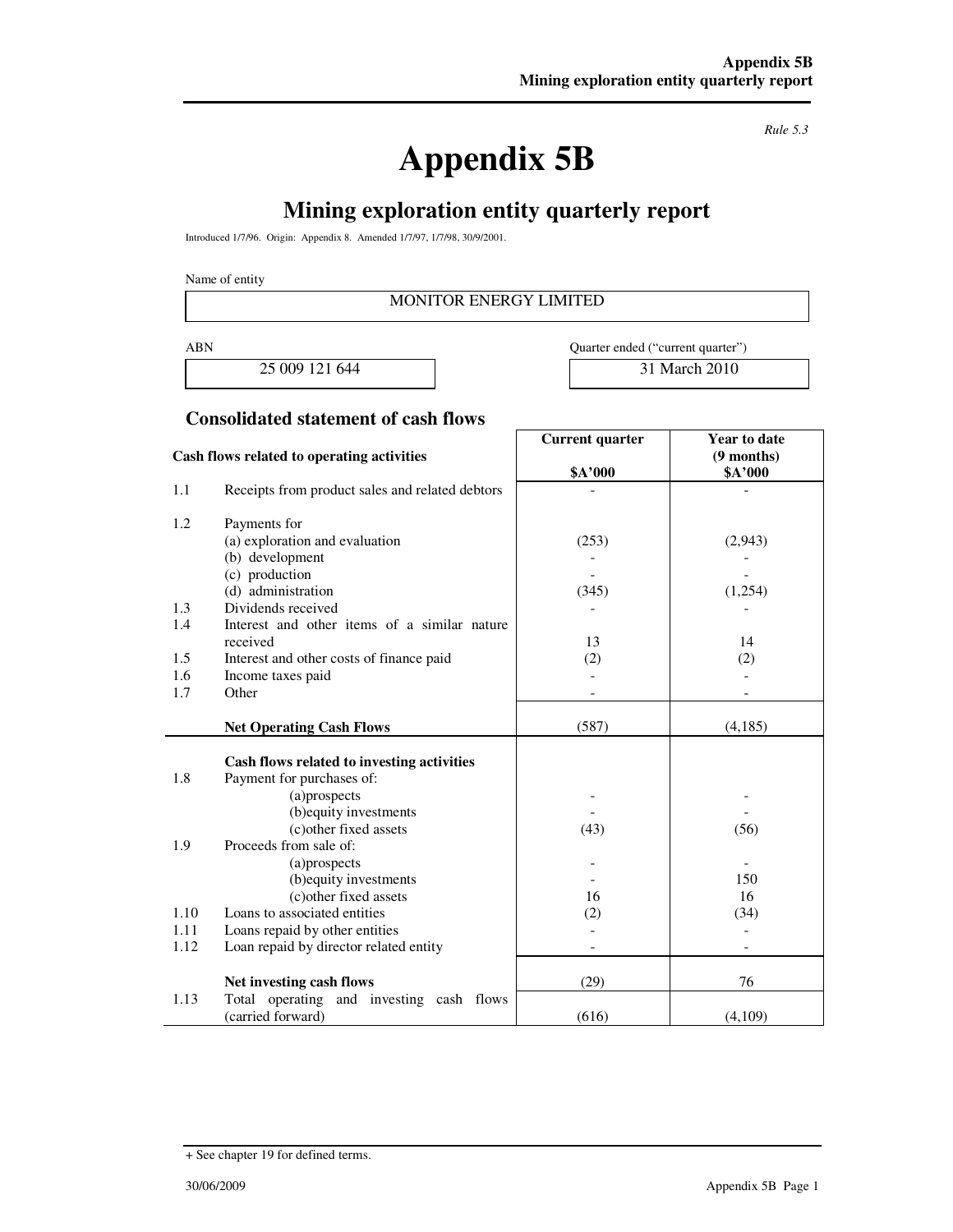*Rule 5.3*

# Appendix 5B

## Mining exploration entity quarterly report

Introduced 1/7/96. Origin: Appendix 8. Amended 1/7/97, 1/7/98, 30/9/2001.

Name of entity

| MONITOR ENERGY LIMITED |
|---|

| ABN | Quarter ended ("current quarter") |
|---|---|
| 25 009 121 644 | 31 March 2010 |

### Consolidated statement of cash flows

| | Cash flows related to operating activities | Current quarter<br>$A'000 | Year to date (9 months)<br>$A'000 |
|---|---|---|---|
| 1.1 | Receipts from product sales and related debtors | - | - |
| 1.2 | Payments for | | |
| | (a) exploration and evaluation | (253) | (2,943) |
| | (b) development | - | - |
| | (c) production | - | - |
| | (d) administration | (345) | (1,254) |
| 1.3 | Dividends received | - | - |
| 1.4 | Interest and other items of a similar nature received | 13 | 14 |
| 1.5 | Interest and other costs of finance paid | (2) | (2) |
| 1.6 | Income taxes paid | - | - |
| 1.7 | Other | - | - |
| | **Net Operating Cash Flows** | (587) | (4,185) |
| | **Cash flows related to investing activities** | | |
| 1.8 | Payment for purchases of: | | |
| | (a)prospects | - | - |
| | (b)equity investments | - | - |
| | (c)other fixed assets | (43) | (56) |
| 1.9 | Proceeds from sale of: | | |
| | (a)prospects | - | - |
| | (b)equity investments | - | 150 |
| | (c)other fixed assets | 16 | 16 |
| 1.10 | Loans to associated entities | (2) | (34) |
| 1.11 | Loans repaid by other entities | - | - |
| 1.12 | Loan repaid by director related entity | - | - |
| | **Net investing cash flows** | (29) | 76 |
| 1.13 | Total operating and investing cash flows (carried forward) | (616) | (4,109) |

+ See chapter 19 for defined terms.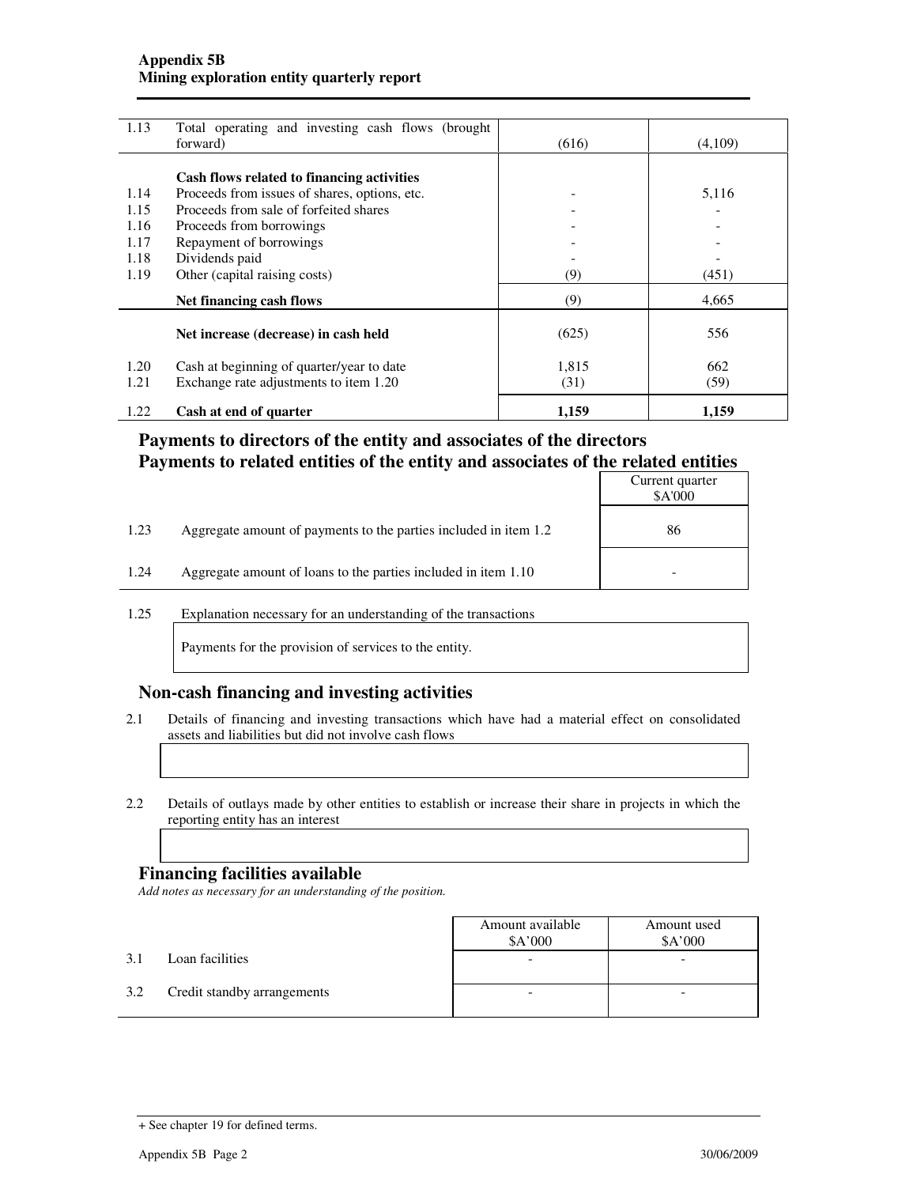| | | | |
|---|---|---|---|
| 1.13 | Total operating and investing cash flows (brought forward) | (616) | (4,109) |
| | **Cash flows related to financing activities** | | |
| 1.14 | Proceeds from issues of shares, options, etc. | - | 5,116 |
| 1.15 | Proceeds from sale of forfeited shares | - | - |
| 1.16 | Proceeds from borrowings | - | - |
| 1.17 | Repayment of borrowings | - | - |
| 1.18 | Dividends paid | - | - |
| 1.19 | Other (capital raising costs) | (9) | (451) |
| | **Net financing cash flows** | (9) | 4,665 |
| | **Net increase (decrease) in cash held** | (625) | 556 |
| 1.20 | Cash at beginning of quarter/year to date | 1,815 | 662 |
| 1.21 | Exchange rate adjustments to item 1.20 | (31) | (59) |
| 1.22 | **Cash at end of quarter** | **1,159** | **1,159** |

## Payments to directors of the entity and associates of the directors
## Payments to related entities of the entity and associates of the related entities

| | | Current quarter $A'000 |
|---|---|---|
| 1.23 | Aggregate amount of payments to the parties included in item 1.2 | 86 |
| 1.24 | Aggregate amount of loans to the parties included in item 1.10 | - |

1.25 Explanation necessary for an understanding of the transactions

Payments for the provision of services to the entity.

## Non-cash financing and investing activities

2.1 Details of financing and investing transactions which have had a material effect on consolidated assets and liabilities but did not involve cash flows

2.2 Details of outlays made by other entities to establish or increase their share in projects in which the reporting entity has an interest

## Financing facilities available

*Add notes as necessary for an understanding of the position.*

| | | Amount available $A'000 | Amount used $A'000 |
|---|---|---|---|
| 3.1 | Loan facilities | - | - |
| 3.2 | Credit standby arrangements | - | - |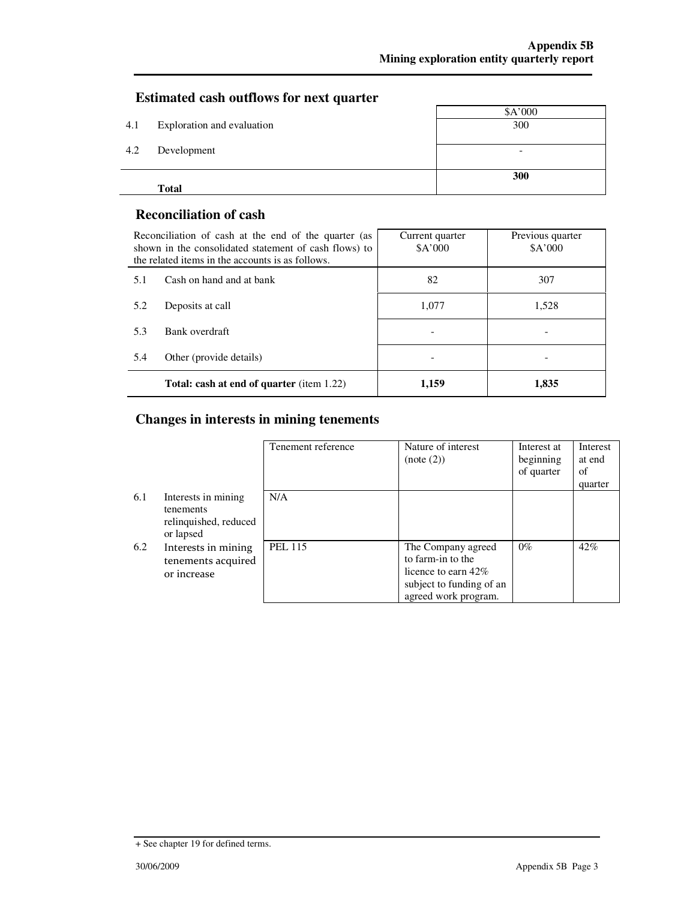## Estimated cash outflows for next quarter

| | | $A'000 |
|---|---|---|
| 4.1 | Exploration and evaluation | 300 |
| 4.2 | Development | - |
| | **Total** | **300** |

## Reconciliation of cash

| Reconciliation of cash at the end of the quarter (as shown in the consolidated statement of cash flows) to the related items in the accounts is as follows. | | Current quarter $A'000 | Previous quarter $A'000 |
|---|---|---|---|
| 5.1 | Cash on hand and at bank | 82 | 307 |
| 5.2 | Deposits at call | 1,077 | 1,528 |
| 5.3 | Bank overdraft | - | - |
| 5.4 | Other (provide details) | - | - |
| | **Total: cash at end of quarter** (item 1.22) | **1,159** | **1,835** |

## Changes in interests in mining tenements

| | | Tenement reference | Nature of interest (note (2)) | Interest at beginning of quarter | Interest at end of quarter |
|---|---|---|---|---|---|
| 6.1 | Interests in mining tenements relinquished, reduced or lapsed | N/A | | | |
| 6.2 | Interests in mining tenements acquired or increase | PEL 115 | The Company agreed to farm-in to the licence to earn 42% subject to funding of an agreed work program. | 0% | 42% |

+ See chapter 19 for defined terms.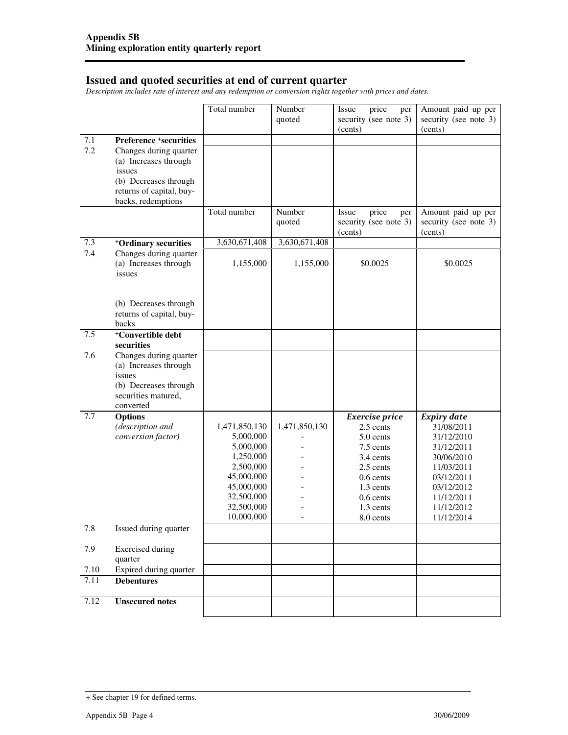**Appendix 5B**
**Mining exploration entity quarterly report**

## Issued and quoted securities at end of current quarter

*Description includes rate of interest and any redemption or conversion rights together with prices and dates.*

| | | Total number | Number quoted | Issue price per security (see note 3) (cents) | Amount paid up per security (see note 3) (cents) |
|---|---|---|---|---|---|
| 7.1 | **Preference +securities** | | | | |
| 7.2 | Changes during quarter (a) Increases through issues (b) Decreases through returns of capital, buy-backs, redemptions | | | | |
| | | Total number | Number quoted | Issue price per security (see note 3) (cents) | Amount paid up per security (see note 3) (cents) |
| 7.3 | **+Ordinary securities** | 3,630,671,408 | 3,630,671,408 | | |
| 7.4 | Changes during quarter (a) Increases through issues | 1,155,000 | 1,155,000 | $0.0025 | $0.0025 |
| | (b) Decreases through returns of capital, buy-backs | | | | |
| 7.5 | **+Convertible debt securities** | | | | |
| 7.6 | Changes during quarter (a) Increases through issues (b) Decreases through securities matured, converted | | | | |
| 7.7 | **Options** *(description and conversion factor)* | | | ***Exercise price*** | ***Expiry date*** |
| | | 1,471,850,130 | 1,471,850,130 | 2.5 cents | 31/08/2011 |
| | | 5,000,000 | - | 5.0 cents | 31/12/2010 |
| | | 5,000,000 | - | 7.5 cents | 31/12/2011 |
| | | 1,250,000 | - | 3.4 cents | 30/06/2010 |
| | | 2,500,000 | - | 2.5 cents | 11/03/2011 |
| | | 45,000,000 | - | 0.6 cents | 03/12/2011 |
| | | 45,000,000 | - | 1.3 cents | 03/12/2012 |
| | | 32,500,000 | - | 0.6 cents | 11/12/2011 |
| | | 32,500,000 | - | 1.3 cents | 11/12/2012 |
| | | 10,000,000 | - | 8.0 cents | 11/12/2014 |
| 7.8 | Issued during quarter | | | | |
| 7.9 | Exercised during quarter | | | | |
| 7.10 | Expired during quarter | | | | |
| 7.11 | **Debentures** | | | | |
| 7.12 | **Unsecured notes** | | | | |

+ See chapter 19 for defined terms.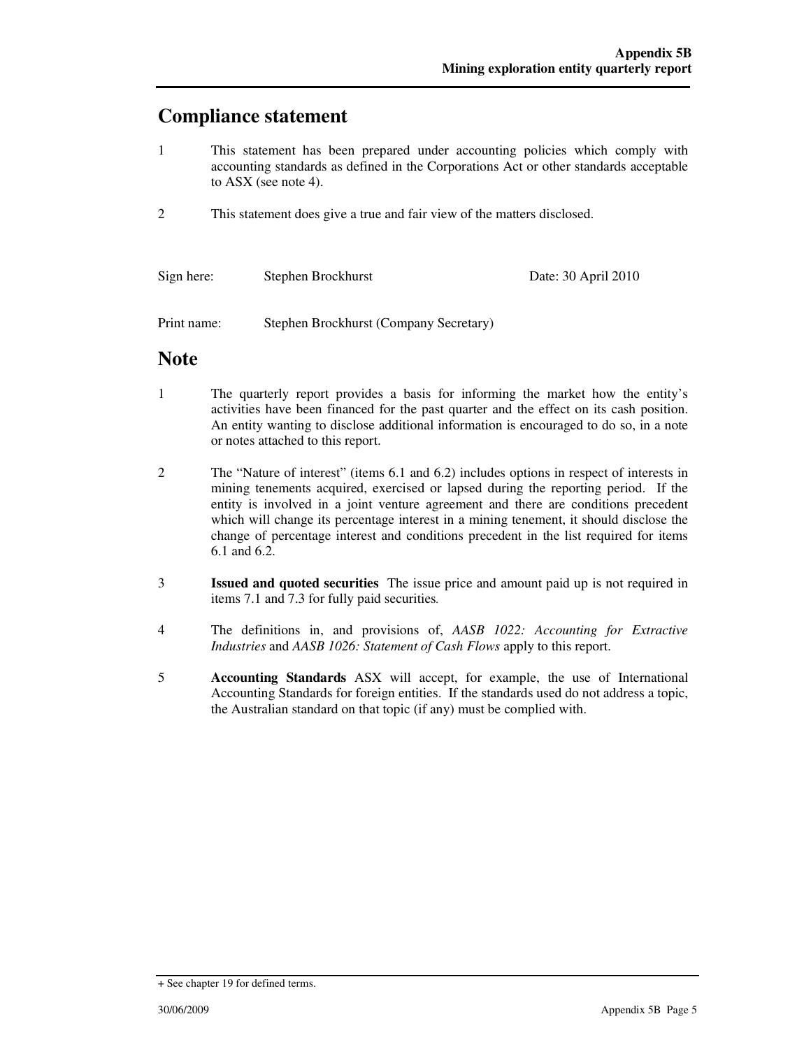## Compliance statement

1. This statement has been prepared under accounting policies which comply with accounting standards as defined in the Corporations Act or other standards acceptable to ASX (see note 4).

2. This statement does give a true and fair view of the matters disclosed.

Sign here: Stephen Brockhurst Date: 30 April 2010

Print name: Stephen Brockhurst (Company Secretary)

## Note

1. The quarterly report provides a basis for informing the market how the entity's activities have been financed for the past quarter and the effect on its cash position. An entity wanting to disclose additional information is encouraged to do so, in a note or notes attached to this report.

2. The "Nature of interest" (items 6.1 and 6.2) includes options in respect of interests in mining tenements acquired, exercised or lapsed during the reporting period. If the entity is involved in a joint venture agreement and there are conditions precedent which will change its percentage interest in a mining tenement, it should disclose the change of percentage interest and conditions precedent in the list required for items 6.1 and 6.2.

3. **Issued and quoted securities** The issue price and amount paid up is not required in items 7.1 and 7.3 for fully paid securities.

4. The definitions in, and provisions of, *AASB 1022: Accounting for Extractive Industries* and *AASB 1026: Statement of Cash Flows* apply to this report.

5. **Accounting Standards** ASX will accept, for example, the use of International Accounting Standards for foreign entities. If the standards used do not address a topic, the Australian standard on that topic (if any) must be complied with.

+ See chapter 19 for defined terms.